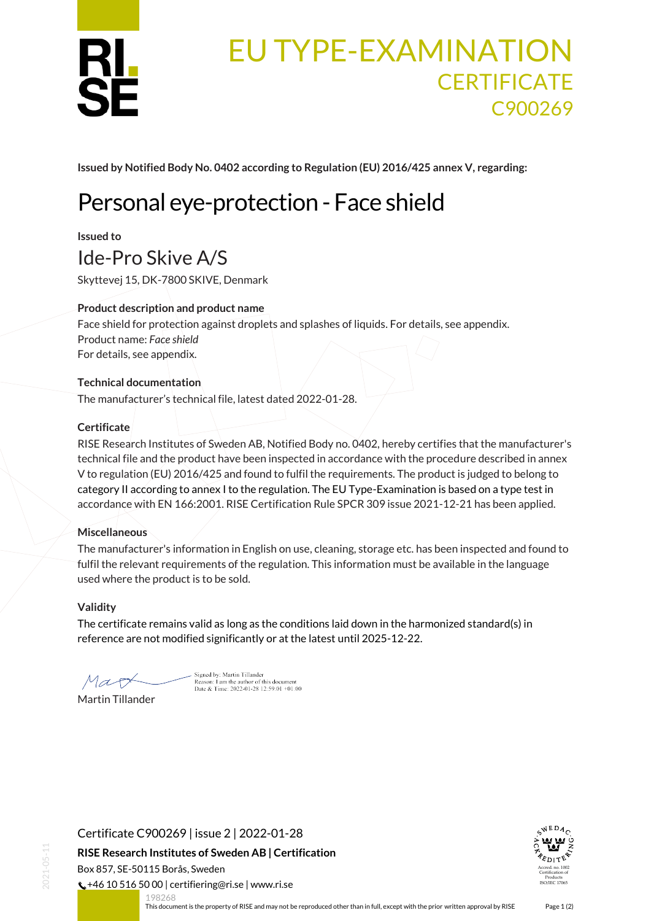# EU TYPE-EXAMINATION CERTIFICATE C900269

**Issued by Notified Body No. 0402 according to Regulation (EU) 2016/425 annex V, regarding:**

# Personal eye-protection - Face shield

**Issued to**

## Ide-Pro Skive A/S

Skyttevej 15, DK-7800 SKIVE, Denmark

**Product description and product name**

Face shield for protection against droplets and splashes of liquids. For details, see appendix.
Product name: *Face shield*
For details, see appendix.

**Technical documentation**

The manufacturer's technical file, latest dated 2022-01-28.

**Certificate**

RISE Research Institutes of Sweden AB, Notified Body no. 0402, hereby certifies that the manufacturer's technical file and the product have been inspected in accordance with the procedure described in annex V to regulation (EU) 2016/425 and found to fulfil the requirements. The product is judged to belong to category II according to annex I to the regulation. The EU Type-Examination is based on a type test in accordance with EN 166:2001. RISE Certification Rule SPCR 309 issue 2021-12-21 has been applied.

**Miscellaneous**

The manufacturer's information in English on use, cleaning, storage etc. has been inspected and found to fulfil the relevant requirements of the regulation. This information must be available in the language used where the product is to be sold.

**Validity**

The certificate remains valid as long as the conditions laid down in the harmonized standard(s) in reference are not modified significantly or at the latest until 2025-12-22.

Signed by: Martin Tillander
Reason: I am the author of this document
Date & Time: 2022-01-28 12:59:01 +01:00

Martin Tillander

Certificate C900269 | issue 2 | 2022-01-28

**RISE Research Institutes of Sweden AB | Certification**

Box 857, SE-50115 Borås, Sweden

+46 10 516 50 00 | certifiering@ri.se | www.ri.se

198268

This document is the property of RISE and may not be reproduced other than in full, except with the prior written approval by RISE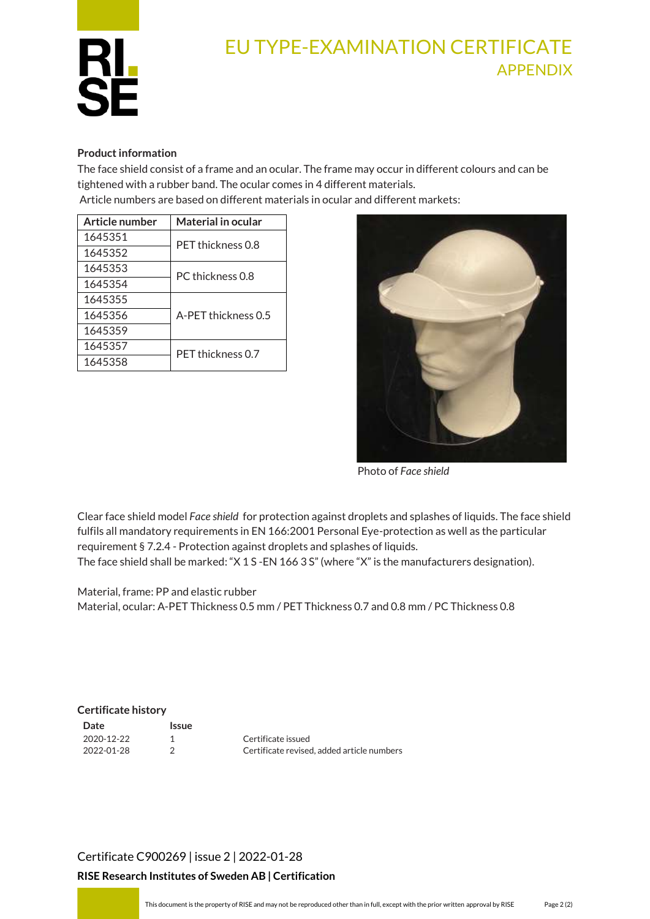# EU TYPE-EXAMINATION CERTIFICATE

## APPENDIX

**Product information**

The face shield consist of a frame and an ocular. The frame may occur in different colours and can be tightened with a rubber band. The ocular comes in 4 different materials.

Article numbers are based on different materials in ocular and different markets:

| Article number | Material in ocular |
|---|---|
| 1645351 | PET thickness 0.8 |
| 1645352 | |
| 1645353 | PC thickness 0.8 |
| 1645354 | |
| 1645355 | A-PET thickness 0.5 |
| 1645356 | |
| 1645359 | |
| 1645357 | PET thickness 0.7 |
| 1645358 | |

Photo of *Face shield*

Clear face shield model *Face shield* for protection against droplets and splashes of liquids. The face shield fulfils all mandatory requirements in EN 166:2001 Personal Eye-protection as well as the particular requirement § 7.2.4 - Protection against droplets and splashes of liquids.

The face shield shall be marked: "X 1 S -EN 166 3 S" (where "X" is the manufacturers designation).

Material, frame: PP and elastic rubber

Material, ocular: A-PET Thickness 0.5 mm / PET Thickness 0.7 and 0.8 mm / PC Thickness 0.8

**Certificate history**

| Date | Issue | |
|---|---|---|
| 2020-12-22 | 1 | Certificate issued |
| 2022-01-28 | 2 | Certificate revised, added article numbers |

Certificate C900269 | issue 2 | 2022-01-28

**RISE Research Institutes of Sweden AB | Certification**

This document is the property of RISE and may not be reproduced other than in full, except with the prior written approval by RISE